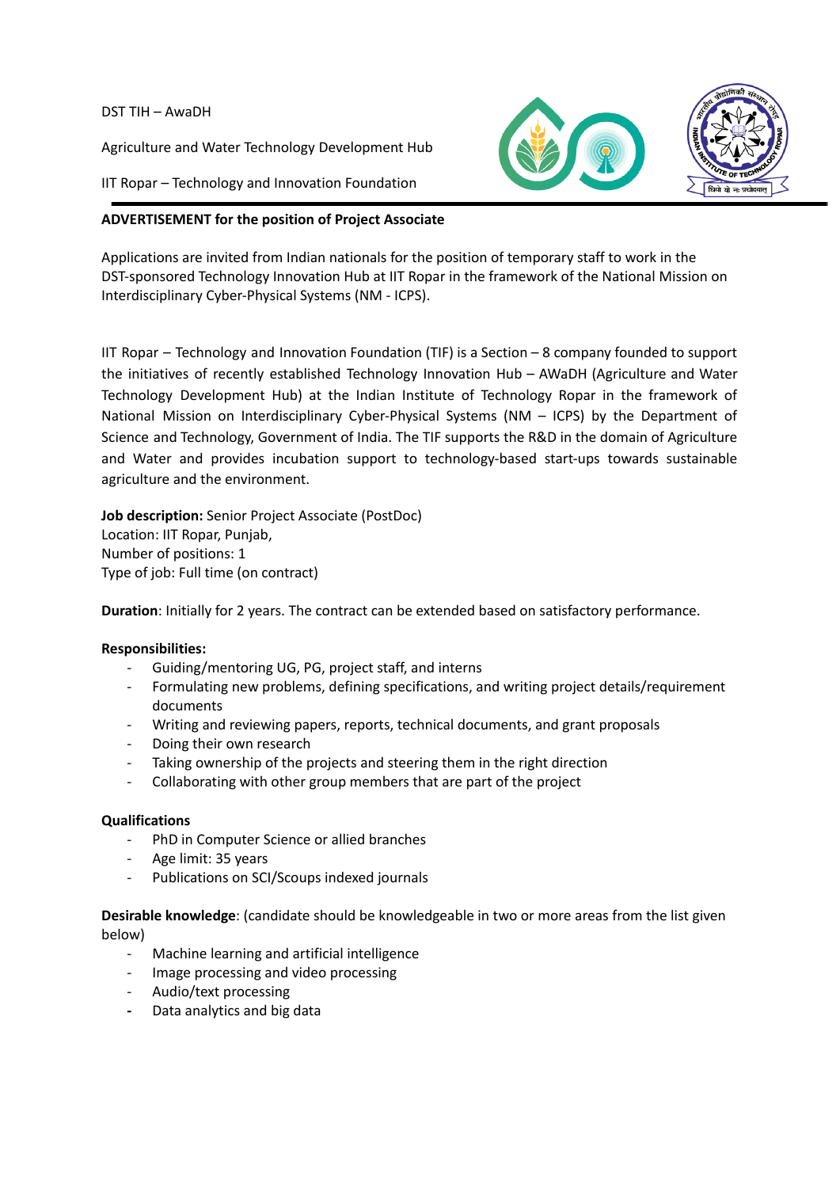DST TIH – AwaDH

Agriculture and Water Technology Development Hub

IIT Ropar – Technology and Innovation Foundation

**ADVERTISEMENT for the position of Project Associate**

Applications are invited from Indian nationals for the position of temporary staff to work in the DST-sponsored Technology Innovation Hub at IIT Ropar in the framework of the National Mission on Interdisciplinary Cyber-Physical Systems (NM - ICPS).

IIT Ropar – Technology and Innovation Foundation (TIF) is a Section – 8 company founded to support the initiatives of recently established Technology Innovation Hub – AWaDH (Agriculture and Water Technology Development Hub) at the Indian Institute of Technology Ropar in the framework of National Mission on Interdisciplinary Cyber-Physical Systems (NM – ICPS) by the Department of Science and Technology, Government of India. The TIF supports the R&D in the domain of Agriculture and Water and provides incubation support to technology-based start-ups towards sustainable agriculture and the environment.

**Job description:** Senior Project Associate (PostDoc)
Location: IIT Ropar, Punjab,
Number of positions: 1
Type of job: Full time (on contract)

**Duration**: Initially for 2 years. The contract can be extended based on satisfactory performance.

**Responsibilities:**

- Guiding/mentoring UG, PG, project staff, and interns
- Formulating new problems, defining specifications, and writing project details/requirement documents
- Writing and reviewing papers, reports, technical documents, and grant proposals
- Doing their own research
- Taking ownership of the projects and steering them in the right direction
- Collaborating with other group members that are part of the project

**Qualifications**

- PhD in Computer Science or allied branches
- Age limit: 35 years
- Publications on SCI/Scoups indexed journals

**Desirable knowledge**: (candidate should be knowledgeable in two or more areas from the list given below)

- Machine learning and artificial intelligence
- Image processing and video processing
- Audio/text processing
- Data analytics and big data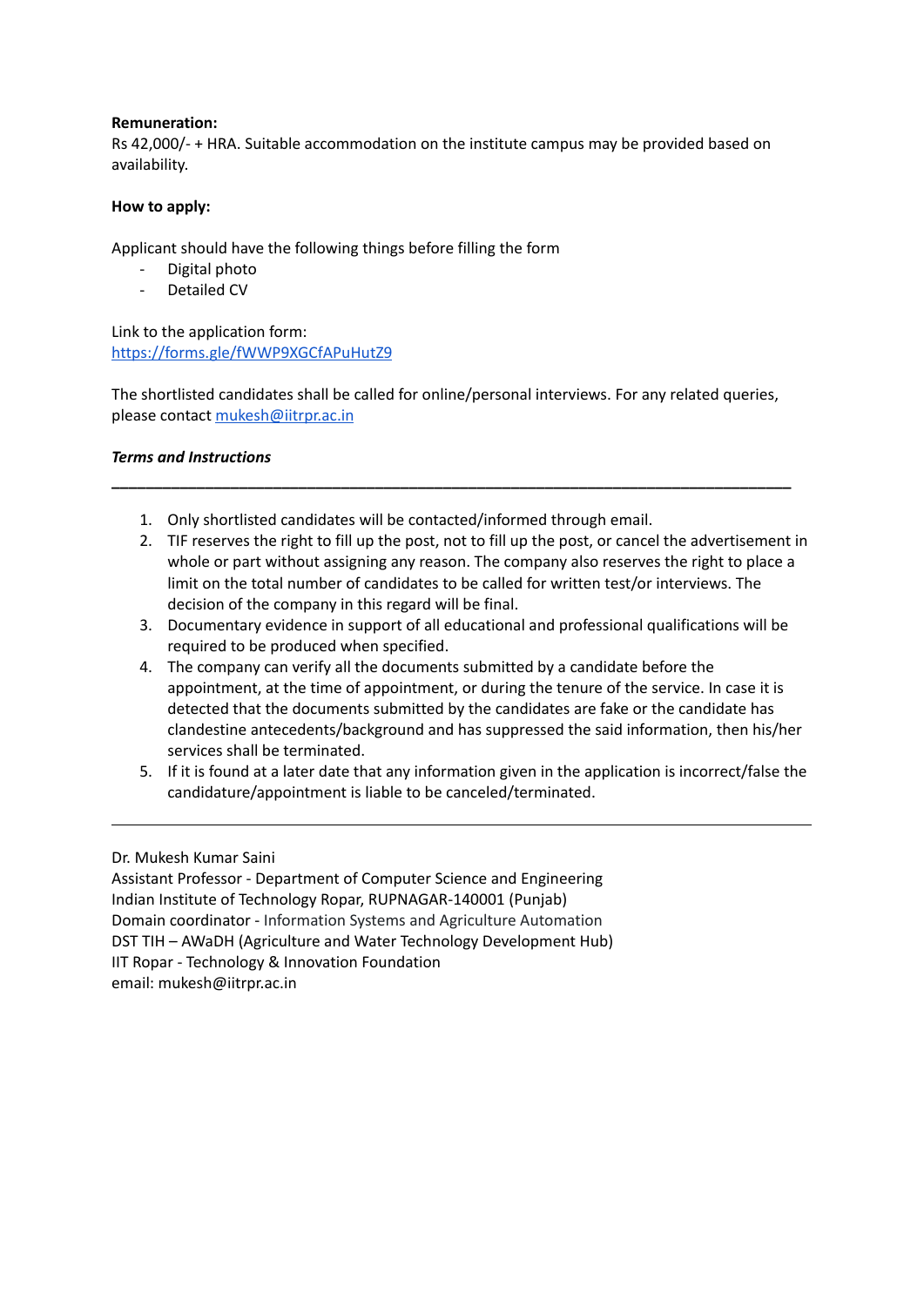**Remuneration:**
Rs 42,000/- + HRA. Suitable accommodation on the institute campus may be provided based on availability.

**How to apply:**

Applicant should have the following things before filling the form

- Digital photo
- Detailed CV

Link to the application form:
https://forms.gle/fWWP9XGCfAPuHutZ9

The shortlisted candidates shall be called for online/personal interviews. For any related queries, please contact mukesh@iitrpr.ac.in

***Terms and Instructions***

---

1. Only shortlisted candidates will be contacted/informed through email.
2. TIF reserves the right to fill up the post, not to fill up the post, or cancel the advertisement in whole or part without assigning any reason. The company also reserves the right to place a limit on the total number of candidates to be called for written test/or interviews. The decision of the company in this regard will be final.
3. Documentary evidence in support of all educational and professional qualifications will be required to be produced when specified.
4. The company can verify all the documents submitted by a candidate before the appointment, at the time of appointment, or during the tenure of the service. In case it is detected that the documents submitted by the candidates are fake or the candidate has clandestine antecedents/background and has suppressed the said information, then his/her services shall be terminated.
5. If it is found at a later date that any information given in the application is incorrect/false the candidature/appointment is liable to be canceled/terminated.

---

Dr. Mukesh Kumar Saini
Assistant Professor - Department of Computer Science and Engineering
Indian Institute of Technology Ropar, RUPNAGAR-140001 (Punjab)
Domain coordinator - Information Systems and Agriculture Automation
DST TIH – AWaDH (Agriculture and Water Technology Development Hub)
IIT Ropar - Technology & Innovation Foundation
email: mukesh@iitrpr.ac.in